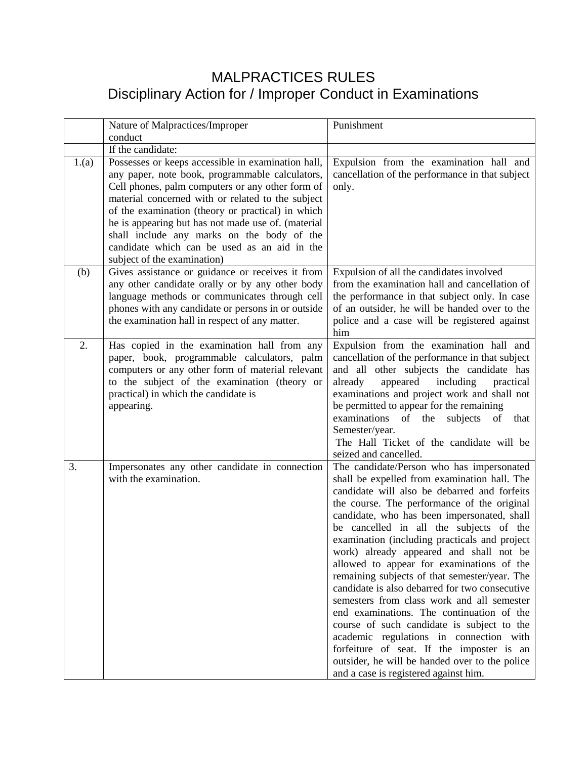# MALPRACTICES RULES

## Disciplinary Action for / Improper Conduct in Examinations

| | Nature of Malpractices/Improper conduct | Punishment |
|---|---|---|
| | If the candidate: | |
| 1.(a) | Possesses or keeps accessible in examination hall, any paper, note book, programmable calculators, Cell phones, palm computers or any other form of material concerned with or related to the subject of the examination (theory or practical) in which he is appearing but has not made use of. (material shall include any marks on the body of the candidate which can be used as an aid in the subject of the examination) | Expulsion from the examination hall and cancellation of the performance in that subject only. |
| (b) | Gives assistance or guidance or receives it from any other candidate orally or by any other body language methods or communicates through cell phones with any candidate or persons in or outside the examination hall in respect of any matter. | Expulsion of all the candidates involved from the examination hall and cancellation of the performance in that subject only. In case of an outsider, he will be handed over to the police and a case will be registered against him |
| 2. | Has copied in the examination hall from any paper, book, programmable calculators, palm computers or any other form of material relevant to the subject of the examination (theory or practical) in which the candidate is appearing. | Expulsion from the examination hall and cancellation of the performance in that subject and all other subjects the candidate has already appeared including practical examinations and project work and shall not be permitted to appear for the remaining examinations of the subjects of that Semester/year. The Hall Ticket of the candidate will be seized and cancelled. |
| 3. | Impersonates any other candidate in connection with the examination. | The candidate/Person who has impersonated shall be expelled from examination hall. The candidate will also be debarred and forfeits the course. The performance of the original candidate, who has been impersonated, shall be cancelled in all the subjects of the examination (including practicals and project work) already appeared and shall not be allowed to appear for examinations of the remaining subjects of that semester/year. The candidate is also debarred for two consecutive semesters from class work and all semester end examinations. The continuation of the course of such candidate is subject to the academic regulations in connection with forfeiture of seat. If the imposter is an outsider, he will be handed over to the police and a case is registered against him. |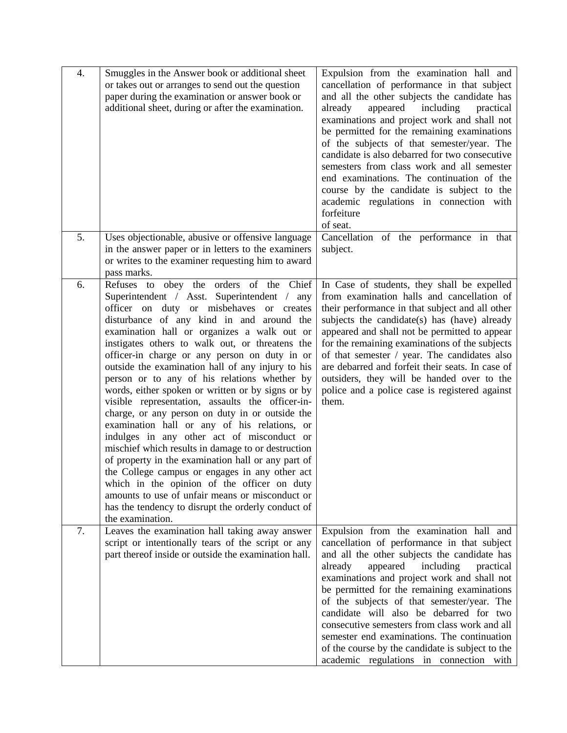| | | |
|---|---|---|
| 4. | Smuggles in the Answer book or additional sheet or takes out or arranges to send out the question paper during the examination or answer book or additional sheet, during or after the examination. | Expulsion from the examination hall and cancellation of performance in that subject and all the other subjects the candidate has already appeared including practical examinations and project work and shall not be permitted for the remaining examinations of the subjects of that semester/year. The candidate is also debarred for two consecutive semesters from class work and all semester end examinations. The continuation of the course by the candidate is subject to the academic regulations in connection with forfeiture of seat. |
| 5. | Uses objectionable, abusive or offensive language in the answer paper or in letters to the examiners or writes to the examiner requesting him to award pass marks. | Cancellation of the performance in that subject. |
| 6. | Refuses to obey the orders of the Chief Superintendent / Asst. Superintendent / any officer on duty or misbehaves or creates disturbance of any kind in and around the examination hall or organizes a walk out or instigates others to walk out, or threatens the officer-in charge or any person on duty in or outside the examination hall of any injury to his person or to any of his relations whether by words, either spoken or written or by signs or by visible representation, assaults the officer-in-charge, or any person on duty in or outside the examination hall or any of his relations, or indulges in any other act of misconduct or mischief which results in damage to or destruction of property in the examination hall or any part of the College campus or engages in any other act which in the opinion of the officer on duty amounts to use of unfair means or misconduct or has the tendency to disrupt the orderly conduct of the examination. | In Case of students, they shall be expelled from examination halls and cancellation of their performance in that subject and all other subjects the candidate(s) has (have) already appeared and shall not be permitted to appear for the remaining examinations of the subjects of that semester / year. The candidates also are debarred and forfeit their seats. In case of outsiders, they will be handed over to the police and a police case is registered against them. |
| 7. | Leaves the examination hall taking away answer script or intentionally tears of the script or any part thereof inside or outside the examination hall. | Expulsion from the examination hall and cancellation of performance in that subject and all the other subjects the candidate has already appeared including practical examinations and project work and shall not be permitted for the remaining examinations of the subjects of that semester/year. The candidate will also be debarred for two consecutive semesters from class work and all semester end examinations. The continuation of the course by the candidate is subject to the academic regulations in connection with |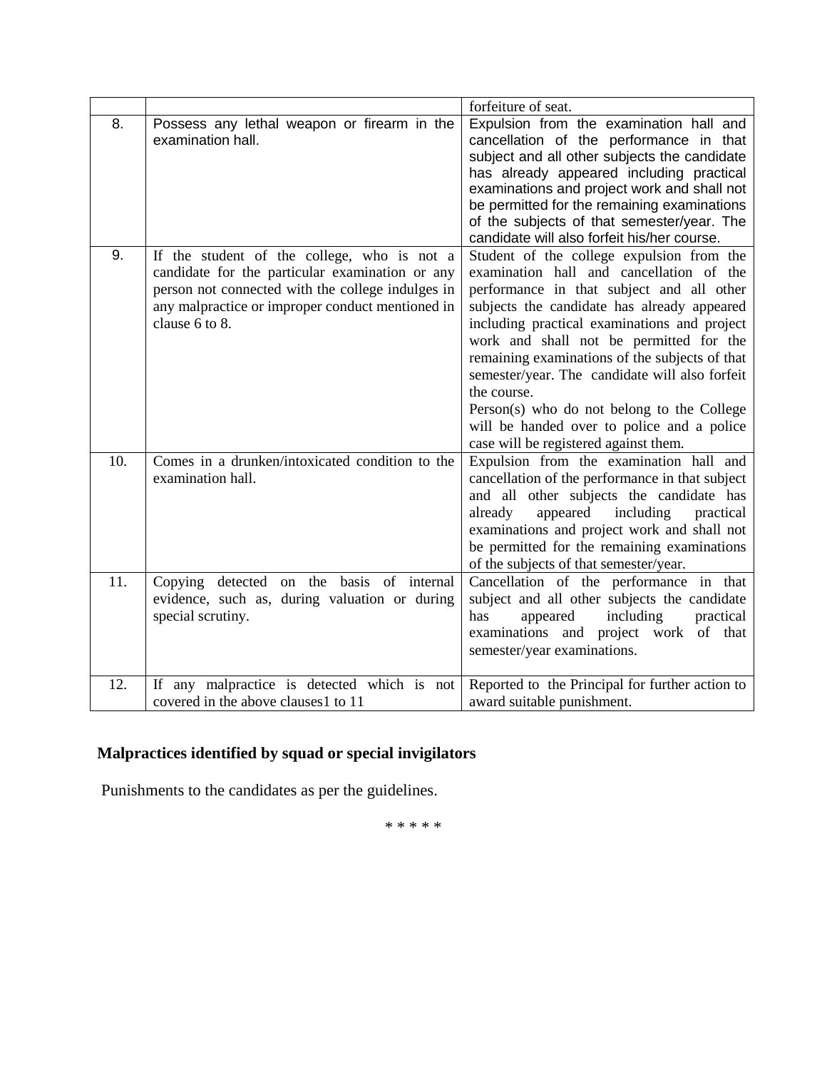| | | |
|---|---|---|
| | | forfeiture of seat. |
| 8. | Possess any lethal weapon or firearm in the examination hall. | Expulsion from the examination hall and cancellation of the performance in that subject and all other subjects the candidate has already appeared including practical examinations and project work and shall not be permitted for the remaining examinations of the subjects of that semester/year. The candidate will also forfeit his/her course. |
| 9. | If the student of the college, who is not a candidate for the particular examination or any person not connected with the college indulges in any malpractice or improper conduct mentioned in clause 6 to 8. | Student of the college expulsion from the examination hall and cancellation of the performance in that subject and all other subjects the candidate has already appeared including practical examinations and project work and shall not be permitted for the remaining examinations of the subjects of that semester/year. The candidate will also forfeit the course.<br>Person(s) who do not belong to the College will be handed over to police and a police case will be registered against them. |
| 10. | Comes in a drunken/intoxicated condition to the examination hall. | Expulsion from the examination hall and cancellation of the performance in that subject and all other subjects the candidate has already appeared including practical examinations and project work and shall not be permitted for the remaining examinations of the subjects of that semester/year. |
| 11. | Copying detected on the basis of internal evidence, such as, during valuation or during special scrutiny. | Cancellation of the performance in that subject and all other subjects the candidate has appeared including practical examinations and project work of that semester/year examinations. |
| 12. | If any malpractice is detected which is not covered in the above clauses1 to 11 | Reported to the Principal for further action to award suitable punishment. |

**Malpractices identified by squad or special invigilators**

Punishments to the candidates as per the guidelines.

\* \* \* \* \*